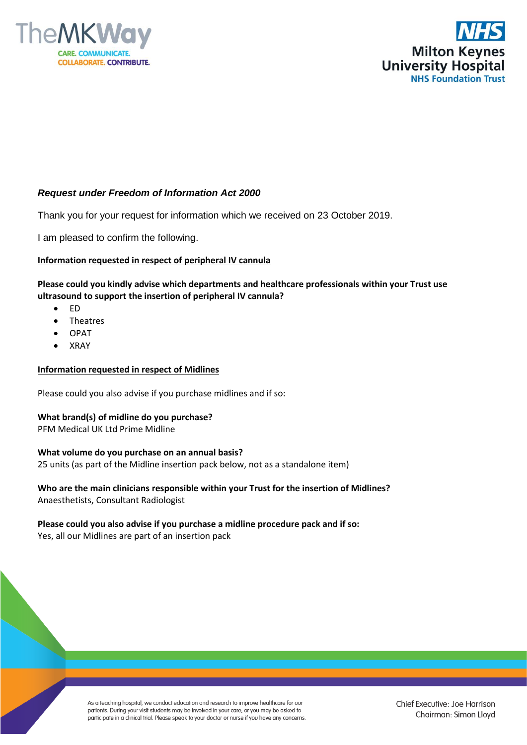***Request under Freedom of Information Act 2000***

Thank you for your request for information which we received on 23 October 2019.

I am pleased to confirm the following.

**Information requested in respect of peripheral IV cannula**

**Please could you kindly advise which departments and healthcare professionals within your Trust use ultrasound to support the insertion of peripheral IV cannula?**

- ED
- Theatres
- OPAT
- XRAY

**Information requested in respect of Midlines**

Please could you also advise if you purchase midlines and if so:

**What brand(s) of midline do you purchase?**
PFM Medical UK Ltd Prime Midline

**What volume do you purchase on an annual basis?**
25 units (as part of the Midline insertion pack below, not as a standalone item)

**Who are the main clinicians responsible within your Trust for the insertion of Midlines?**
Anaesthetists, Consultant Radiologist

**Please could you also advise if you purchase a midline procedure pack and if so:**
Yes, all our Midlines are part of an insertion pack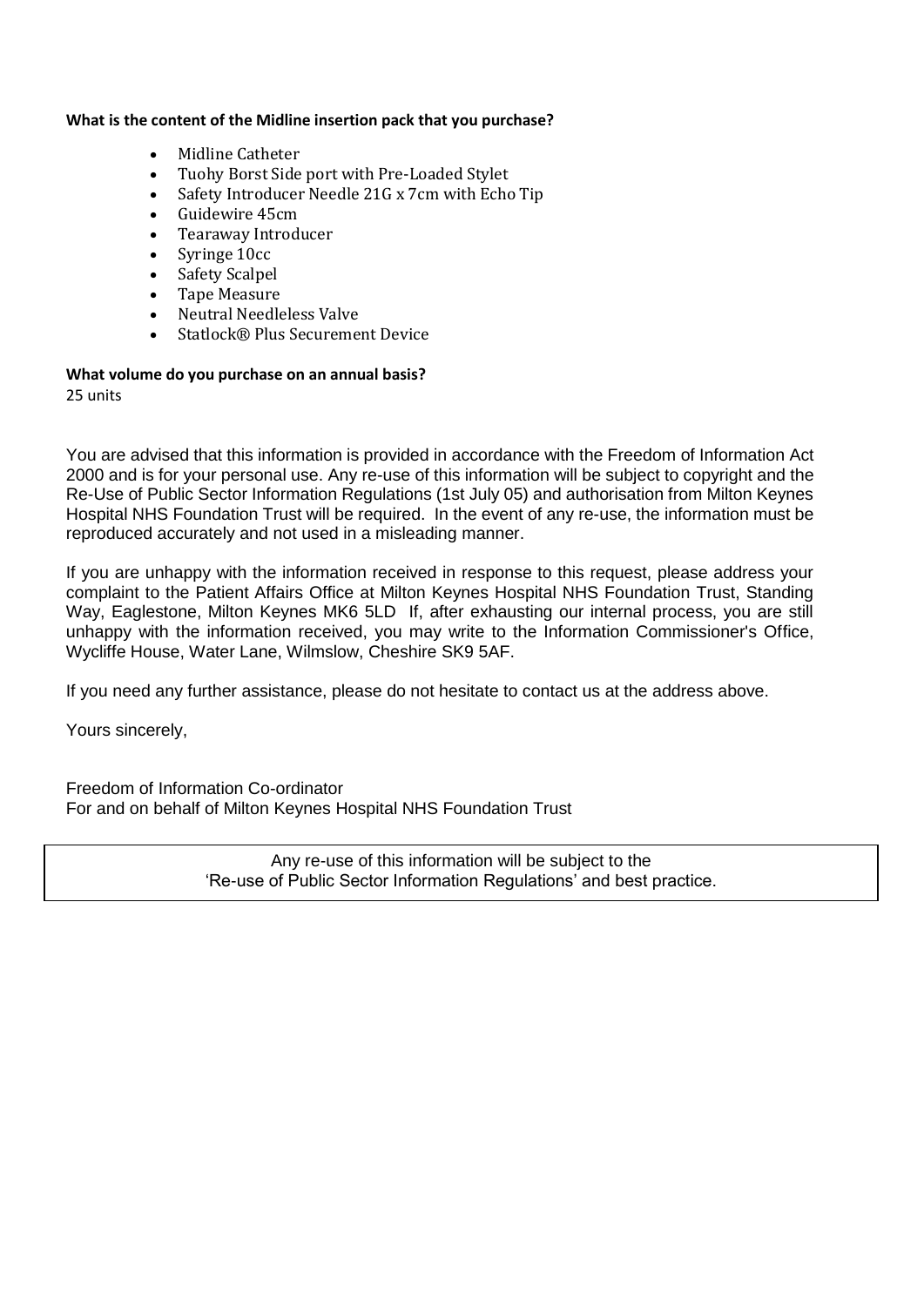**What is the content of the Midline insertion pack that you purchase?**

- Midline Catheter
- Tuohy Borst Side port with Pre-Loaded Stylet
- Safety Introducer Needle 21G x 7cm with Echo Tip
- Guidewire 45cm
- Tearaway Introducer
- Syringe 10cc
- Safety Scalpel
- Tape Measure
- Neutral Needleless Valve
- Statlock® Plus Securement Device

**What volume do you purchase on an annual basis?**

25 units

You are advised that this information is provided in accordance with the Freedom of Information Act 2000 and is for your personal use. Any re-use of this information will be subject to copyright and the Re-Use of Public Sector Information Regulations (1st July 05) and authorisation from Milton Keynes Hospital NHS Foundation Trust will be required. In the event of any re-use, the information must be reproduced accurately and not used in a misleading manner.

If you are unhappy with the information received in response to this request, please address your complaint to the Patient Affairs Office at Milton Keynes Hospital NHS Foundation Trust, Standing Way, Eaglestone, Milton Keynes MK6 5LD If, after exhausting our internal process, you are still unhappy with the information received, you may write to the Information Commissioner's Office, Wycliffe House, Water Lane, Wilmslow, Cheshire SK9 5AF.

If you need any further assistance, please do not hesitate to contact us at the address above.

Yours sincerely,

Freedom of Information Co-ordinator
For and on behalf of Milton Keynes Hospital NHS Foundation Trust

Any re-use of this information will be subject to the
'Re-use of Public Sector Information Regulations' and best practice.